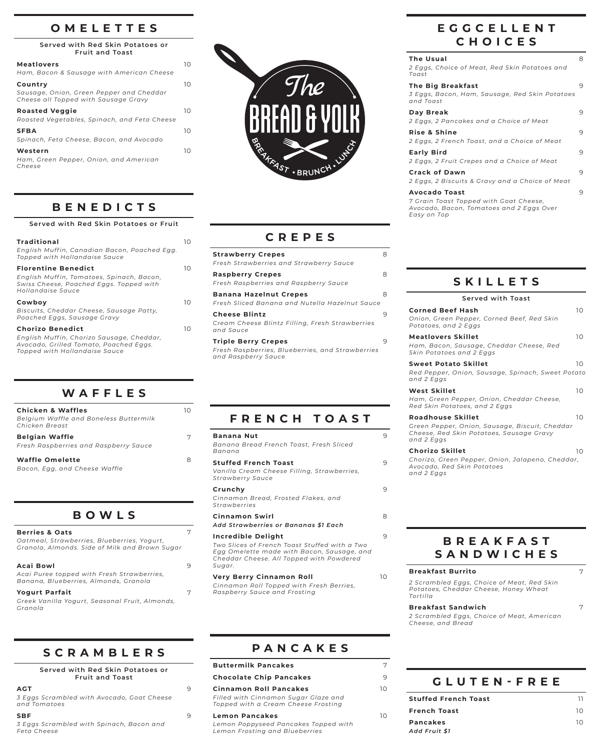# The Bread & Yolk

Breakfast • Brunch • Lunch

## OMELETTES

Served with Red Skin Potatoes or Fruit and Toast

**Meatlovers** 10
*Ham, Bacon & Sausage with American Cheese*

**Country** 10
*Sausage, Onion, Green Pepper and Cheddar Cheese all Topped with Sausage Gravy*

**Roasted Veggie** 10
*Roasted Vegetables, Spinach, and Feta Cheese*

**SFBA** 10
*Spinach, Feta Cheese, Bacon, and Avocado*

**Western** 10
*Ham, Green Pepper, Onion, and American Cheese*

## BENEDICTS

Served with Red Skin Potatoes or Fruit

**Traditional** 10
*English Muffin, Canadian Bacon, Poached Egg. Topped with Hollandaise Sauce*

**Florentine Benedict** 10
*English Muffin, Tomatoes, Spinach, Bacon, Swiss Cheese, Poached Eggs. Topped with Hollandaise Sauce*

**Cowboy** 10
*Biscuits, Cheddar Cheese, Sausage Patty, Poached Eggs, Sausage Gravy*

**Chorizo Benedict** 10
*English Muffin, Chorizo Sausage, Cheddar, Avocado, Grilled Tomato, Poached Eggs. Topped with Hollandaise Sauce*

## WAFFLES

**Chicken & Waffles** 10
*Belgium Waffle and Boneless Buttermilk Chicken Breast*

**Belgian Waffle** 7
*Fresh Raspberries and Raspberry Sauce*

**Waffle Omelette** 8
*Bacon, Egg, and Cheese Waffle*

## BOWLS

**Berries & Oats** 7
*Oatmeal, Strawberries, Blueberries, Yogurt, Granola, Almonds. Side of Milk and Brown Sugar*

**Acai Bowl** 9
*Acai Puree topped with Fresh Strawberries, Banana, Blueberries, Almonds, Granola*

**Yogurt Parfait** 7
*Greek Vanilla Yogurt, Seasonal Fruit, Almonds, Granola*

## SCRAMBLERS

Served with Red Skin Potatoes or Fruit and Toast

**AGT** 9
*3 Eggs Scrambled with Avocado, Goat Cheese and Tomatoes*

**SBF** 9
*3 Eggs Scrambled with Spinach, Bacon and Feta Cheese*

## CREPES

**Strawberry Crepes** 8
*Fresh Strawberries and Strawberry Sauce*

**Raspberry Crepes** 8
*Fresh Raspberries and Raspberry Sauce*

**Banana Hazelnut Crepes** 8
*Fresh Sliced Banana and Nutella Hazelnut Sauce*

**Cheese Blintz** 9
*Cream Cheese Blintz Filling, Fresh Strawberries and Sauce*

**Triple Berry Crepes** 9
*Fresh Raspberries, Blueberries, and Strawberries and Raspberry Sauce*

## FRENCH TOAST

**Banana Nut** 9
*Banana Bread French Toast, Fresh Sliced Banana*

**Stuffed French Toast** 9
*Vanilla Cream Cheese Filling, Strawberries, Strawberry Sauce*

**Crunchy** 9
*Cinnamon Bread, Frosted Flakes, and Strawberries*

**Cinnamon Swirl** 8
***Add Strawberries or Bananas $1 Each***

**Incredible Delight** 9
*Two Slices of French Toast Stuffed with a Two Egg Omelette made with Bacon, Sausage, and Cheddar Cheese. All Topped with Powdered Sugar.*

**Very Berry Cinnamon Roll** 10
*Cinnamon Roll Topped with Fresh Berries, Raspberry Sauce and Frosting*

## PANCAKES

**Buttermilk Pancakes** 7

**Chocolate Chip Pancakes** 9

**Cinnamon Roll Pancakes** 10
*Filled with Cinnamon Sugar Glaze and Topped with a Cream Cheese Frosting*

**Lemon Pancakes** 10
*Lemon Poppyseed Pancakes Topped with Lemon Frosting and Blueberries*

## EGGCELLENT CHOICES

**The Usual** 8
*2 Eggs, Choice of Meat, Red Skin Potatoes and Toast*

**The Big Breakfast** 9
*3 Eggs, Bacon, Ham, Sausage, Red Skin Potatoes and Toast*

**Day Break** 9
*2 Eggs, 2 Pancakes and a Choice of Meat*

**Rise & Shine** 9
*2 Eggs, 2 French Toast, and a Choice of Meat*

**Early Bird** 9
*2 Eggs, 2 Fruit Crepes and a Choice of Meat*

**Crack of Dawn** 9
*2 Eggs, 2 Biscuits & Gravy and a Choice of Meat*

**Avocado Toast** 9
*7 Grain Toast Topped with Goat Cheese, Avocado, Bacon, Tomatoes and 2 Eggs Over Easy on Top*

## SKILLETS

Served with Toast

**Corned Beef Hash** 10
*Onion, Green Pepper, Corned Beef, Red Skin Potatoes, and 2 Eggs*

**Meatlovers Skillet** 10
*Ham, Bacon, Sausage, Cheddar Cheese, Red Skin Potatoes and 2 Eggs*

**Sweet Potato Skillet** 10
*Red Pepper, Onion, Sausage, Spinach, Sweet Potato and 2 Eggs*

**West Skillet** 10
*Ham, Green Pepper, Onion, Cheddar Cheese, Red Skin Potatoes, and 2 Eggs*

**Roadhouse Skillet** 10
*Green Pepper, Onion, Sausage, Biscuit, Cheddar Cheese, Red Skin Potatoes, Sausage Gravy and 2 Eggs*

**Chorizo Skillet** 10
*Chorizo, Green Pepper, Onion, Jalapeno, Cheddar, Avocado, Red Skin Potatoes and 2 Eggs*

## BREAKFAST SANDWICHES

**Breakfast Burrito** 7
*2 Scrambled Eggs, Choice of Meat, Red Skin Potatoes, Cheddar Cheese, Honey Wheat Tortilla*

**Breakfast Sandwich** 7
*2 Scrambled Eggs, Choice of Meat, American Cheese, and Bread*

## GLUTEN-FREE

**Stuffed French Toast** 11

**French Toast** 10

**Pancakes** 10
***Add Fruit $1***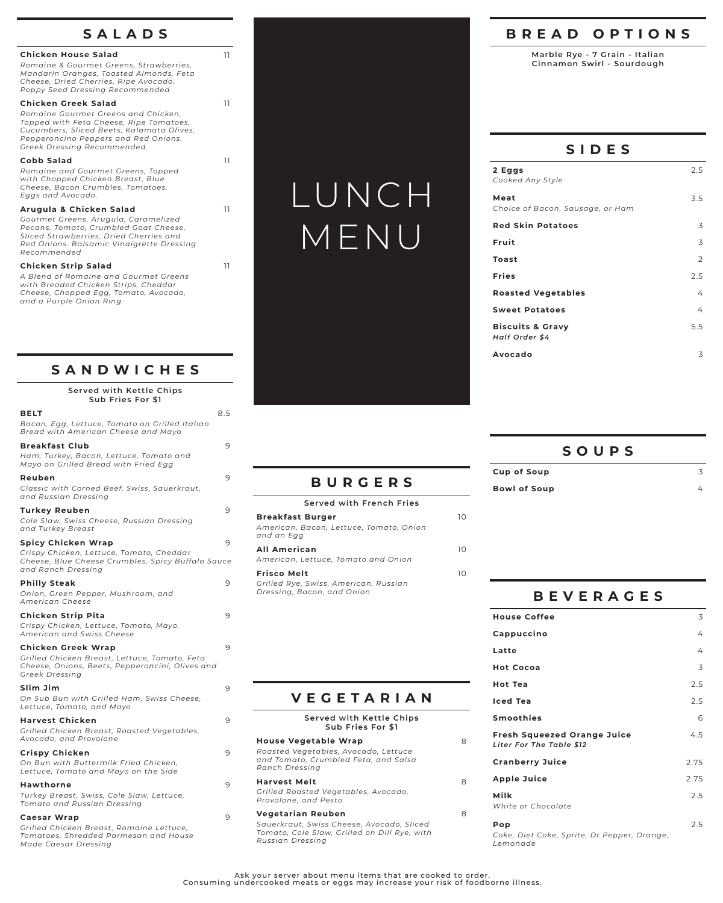# LUNCH MENU

## SALADS

**Chicken House Salad** 11
*Romaine & Gourmet Greens, Strawberries, Mandarin Oranges, Toasted Almonds, Feta Cheese, Dried Cherries, Ripe Avocado. Poppy Seed Dressing Recommended*

**Chicken Greek Salad** 11
*Romaine Gourmet Greens and Chicken, Topped with Feta Cheese, Ripe Tomatoes, Cucumbers, Sliced Beets, Kalamata Olives, Pepperoncino Peppers and Red Onions. Greek Dressing Recommended.*

**Cobb Salad** 11
*Romaine and Gourmet Greens, Topped with Chopped Chicken Breast, Blue Cheese, Bacon Crumbles, Tomatoes, Eggs and Avocado.*

**Arugula & Chicken Salad** 11
*Gourmet Greens, Arugula, Caramelized Pecans, Tomato, Crumbled Goat Cheese, Sliced Strawberries, Dried Cherries and Red Onions. Balsamic Vinaigrette Dressing Recommended*

**Chicken Strip Salad** 11
*A Blend of Romaine and Gourmet Greens with Breaded Chicken Strips, Cheddar Cheese, Chopped Egg, Tomato, Avocado, and a Purple Onion Ring.*

## SANDWICHES

Served with Kettle Chips
Sub Fries For $1

**BELT** 8.5
*Bacon, Egg, Lettuce, Tomato on Grilled Italian Bread with American Cheese and Mayo*

**Breakfast Club** 9
*Ham, Turkey, Bacon, Lettuce, Tomato and Mayo on Grilled Bread with Fried Egg*

**Reuben** 9
*Classic with Corned Beef, Swiss, Sauerkraut, and Russian Dressing*

**Turkey Reuben** 9
*Cole Slaw, Swiss Cheese, Russian Dressing and Turkey Breast*

**Spicy Chicken Wrap** 9
*Crispy Chicken, Lettuce, Tomato, Cheddar Cheese, Blue Cheese Crumbles, Spicy Buffalo Sauce and Ranch Dressing*

**Philly Steak** 9
*Onion, Green Pepper, Mushroom, and American Cheese*

**Chicken Strip Pita** 9
*Crispy Chicken, Lettuce, Tomato, Mayo, American and Swiss Cheese*

**Chicken Greek Wrap** 9
*Grilled Chicken Breast, Lettuce, Tomato, Feta Cheese, Onions, Beets, Pepperoncini, Olives and Greek Dressing*

**Slim Jim** 9
*On Sub Bun with Grilled Ham, Swiss Cheese, Lettuce, Tomato, and Mayo*

**Harvest Chicken** 9
*Grilled Chicken Breast, Roasted Vegetables, Avocado, and Provolone*

**Crispy Chicken** 9
*On Bun with Buttermilk Fried Chicken, Lettuce, Tomato and Mayo on the Side*

**Hawthorne** 9
*Turkey Breast, Swiss, Cole Slaw, Lettuce, Tomato and Russian Dressing*

**Caesar Wrap** 9
*Grilled Chicken Breast, Romaine Lettuce, Tomatoes, Shredded Parmesan and House Made Caesar Dressing*

## BURGERS

Served with French Fries

**Breakfast Burger** 10
*American, Bacon, Lettuce, Tomato, Onion and an Egg*

**All American** 10
*American, Lettuce, Tomato and Onion*

**Frisco Melt** 10
*Grilled Rye, Swiss, American, Russian Dressing, Bacon, and Onion*

## VEGETARIAN

Served with Kettle Chips
Sub Fries For $1

**House Vegetable Wrap** 8
*Roasted Vegetables, Avocado, Lettuce and Tomato, Crumbled Feta, and Salsa Ranch Dressing*

**Harvest Melt** 8
*Grilled Roasted Vegetables, Avocado, Provolone, and Pesto*

**Vegetarian Reuben** 8
*Sauerkraut, Swiss Cheese, Avocado, Sliced Tomato, Cole Slaw, Grilled on Dill Rye, with Russian Dressing*

## BREAD OPTIONS

Marble Rye - 7 Grain - Italian
Cinnamon Swirl - Sourdough

## SIDES

| | |
|---|---|
| **2 Eggs** *Cooked Any Style* | 2.5 |
| **Meat** *Choice of Bacon, Sausage, or Ham* | 3.5 |
| **Red Skin Potatoes** | 3 |
| **Fruit** | 3 |
| **Toast** | 2 |
| **Fries** | 2.5 |
| **Roasted Vegetables** | 4 |
| **Sweet Potatoes** | 4 |
| **Biscuits & Gravy** *Half Order $4* | 5.5 |
| **Avocado** | 3 |

## SOUPS

| | |
|---|---|
| **Cup of Soup** | 3 |
| **Bowl of Soup** | 4 |

## BEVERAGES

| | |
|---|---|
| **House Coffee** | 3 |
| **Cappuccino** | 4 |
| **Latte** | 4 |
| **Hot Cocoa** | 3 |
| **Hot Tea** | 2.5 |
| **Iced Tea** | 2.5 |
| **Smoothies** | 6 |
| **Fresh Squeezed Orange Juice** *Liter For The Table $12* | 4.5 |
| **Cranberry Juice** | 2.75 |
| **Apple Juice** | 2.75 |
| **Milk** *White or Chocolate* | 2.5 |
| **Pop** *Coke, Diet Coke, Sprite, Dr Pepper, Orange, Lemonade* | 2.5 |

Ask your server about menu items that are cooked to order.
Consuming undercooked meats or eggs may increase your risk of foodborne illness.